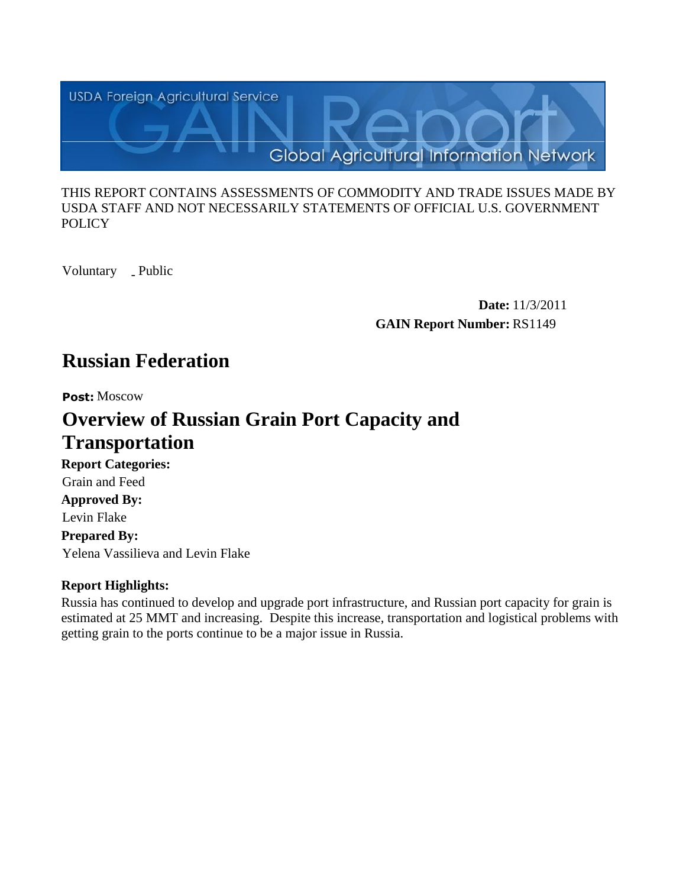USDA Foreign Agricultural Service

GAIN Report

Global Agricultural Information Network

THIS REPORT CONTAINS ASSESSMENTS OF COMMODITY AND TRADE ISSUES MADE BY USDA STAFF AND NOT NECESSARILY STATEMENTS OF OFFICIAL U.S. GOVERNMENT POLICY

Voluntary _ Public

**Date:** 11/3/2011

**GAIN Report Number:** RS1149

# Russian Federation

**Post:** Moscow

# Overview of Russian Grain Port Capacity and Transportation

**Report Categories:**

Grain and Feed

**Approved By:**

Levin Flake

**Prepared By:**

Yelena Vassilieva and Levin Flake

**Report Highlights:**

Russia has continued to develop and upgrade port infrastructure, and Russian port capacity for grain is estimated at 25 MMT and increasing. Despite this increase, transportation and logistical problems with getting grain to the ports continue to be a major issue in Russia.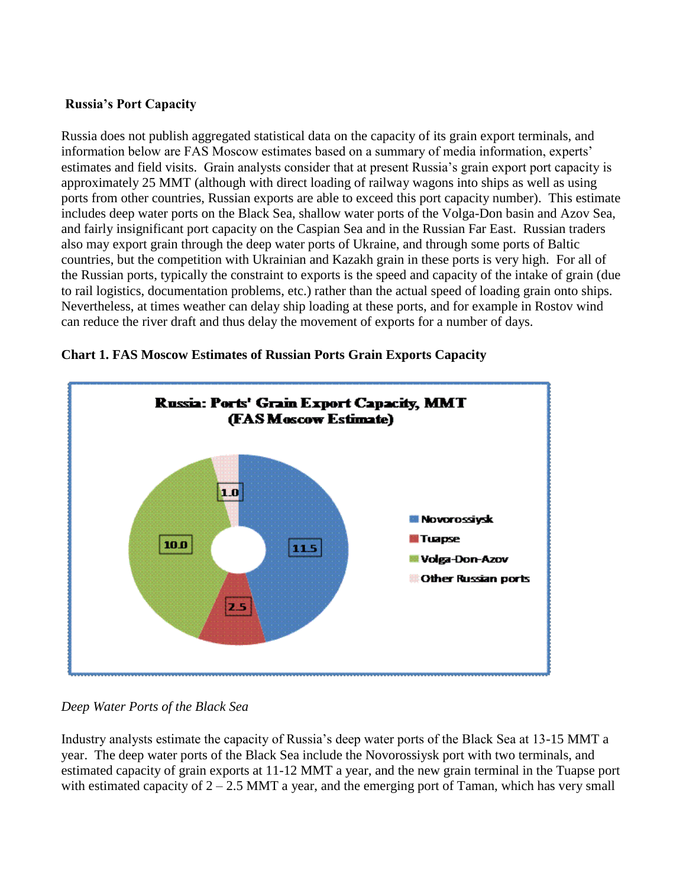**Russia's Port Capacity**

Russia does not publish aggregated statistical data on the capacity of its grain export terminals, and information below are FAS Moscow estimates based on a summary of media information, experts' estimates and field visits. Grain analysts consider that at present Russia's grain export port capacity is approximately 25 MMT (although with direct loading of railway wagons into ships as well as using ports from other countries, Russian exports are able to exceed this port capacity number). This estimate includes deep water ports on the Black Sea, shallow water ports of the Volga-Don basin and Azov Sea, and fairly insignificant port capacity on the Caspian Sea and in the Russian Far East. Russian traders also may export grain through the deep water ports of Ukraine, and through some ports of Baltic countries, but the competition with Ukrainian and Kazakh grain in these ports is very high. For all of the Russian ports, typically the constraint to exports is the speed and capacity of the intake of grain (due to rail logistics, documentation problems, etc.) rather than the actual speed of loading grain onto ships. Nevertheless, at times weather can delay ship loading at these ports, and for example in Rostov wind can reduce the river draft and thus delay the movement of exports for a number of days.

**Chart 1. FAS Moscow Estimates of Russian Ports Grain Exports Capacity**

**Russia: Ports' Grain Export Capacity, MMT (FAS Moscow Estimate)**

| Port | Capacity (MMT) |
| --- | --- |
| Novorossiysk | 11.5 |
| Tuapse | 2.5 |
| Volga-Don-Azov | 10.0 |
| Other Russian ports | 1.0 |

*Deep Water Ports of the Black Sea*

Industry analysts estimate the capacity of Russia's deep water ports of the Black Sea at 13-15 MMT a year. The deep water ports of the Black Sea include the Novorossiysk port with two terminals, and estimated capacity of grain exports at 11-12 MMT a year, and the new grain terminal in the Tuapse port with estimated capacity of 2 – 2.5 MMT a year, and the emerging port of Taman, which has very small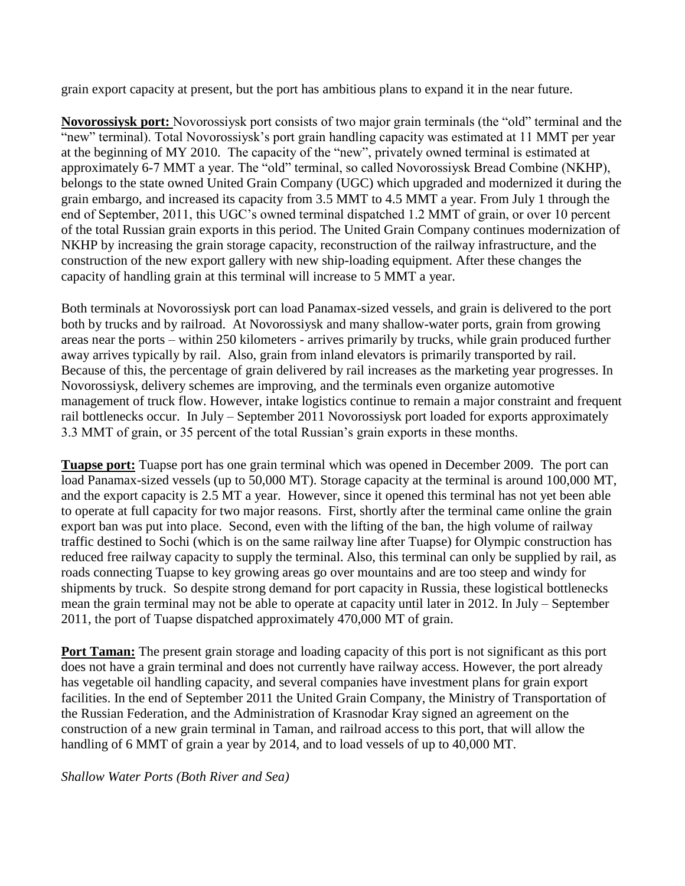grain export capacity at present, but the port has ambitious plans to expand it in the near future.

**Novorossiysk port:** Novorossiysk port consists of two major grain terminals (the "old" terminal and the "new" terminal). Total Novorossiysk's port grain handling capacity was estimated at 11 MMT per year at the beginning of MY 2010. The capacity of the "new", privately owned terminal is estimated at approximately 6-7 MMT a year. The "old" terminal, so called Novorossiysk Bread Combine (NKHP), belongs to the state owned United Grain Company (UGC) which upgraded and modernized it during the grain embargo, and increased its capacity from 3.5 MMT to 4.5 MMT a year. From July 1 through the end of September, 2011, this UGC's owned terminal dispatched 1.2 MMT of grain, or over 10 percent of the total Russian grain exports in this period. The United Grain Company continues modernization of NKHP by increasing the grain storage capacity, reconstruction of the railway infrastructure, and the construction of the new export gallery with new ship-loading equipment. After these changes the capacity of handling grain at this terminal will increase to 5 MMT a year.

Both terminals at Novorossiysk port can load Panamax-sized vessels, and grain is delivered to the port both by trucks and by railroad. At Novorossiysk and many shallow-water ports, grain from growing areas near the ports – within 250 kilometers - arrives primarily by trucks, while grain produced further away arrives typically by rail. Also, grain from inland elevators is primarily transported by rail. Because of this, the percentage of grain delivered by rail increases as the marketing year progresses. In Novorossiysk, delivery schemes are improving, and the terminals even organize automotive management of truck flow. However, intake logistics continue to remain a major constraint and frequent rail bottlenecks occur. In July – September 2011 Novorossiysk port loaded for exports approximately 3.3 MMT of grain, or 35 percent of the total Russian's grain exports in these months.

**Tuapse port:** Tuapse port has one grain terminal which was opened in December 2009. The port can load Panamax-sized vessels (up to 50,000 MT). Storage capacity at the terminal is around 100,000 MT, and the export capacity is 2.5 MT a year. However, since it opened this terminal has not yet been able to operate at full capacity for two major reasons. First, shortly after the terminal came online the grain export ban was put into place. Second, even with the lifting of the ban, the high volume of railway traffic destined to Sochi (which is on the same railway line after Tuapse) for Olympic construction has reduced free railway capacity to supply the terminal. Also, this terminal can only be supplied by rail, as roads connecting Tuapse to key growing areas go over mountains and are too steep and windy for shipments by truck. So despite strong demand for port capacity in Russia, these logistical bottlenecks mean the grain terminal may not be able to operate at capacity until later in 2012. In July – September 2011, the port of Tuapse dispatched approximately 470,000 MT of grain.

**Port Taman:** The present grain storage and loading capacity of this port is not significant as this port does not have a grain terminal and does not currently have railway access. However, the port already has vegetable oil handling capacity, and several companies have investment plans for grain export facilities. In the end of September 2011 the United Grain Company, the Ministry of Transportation of the Russian Federation, and the Administration of Krasnodar Kray signed an agreement on the construction of a new grain terminal in Taman, and railroad access to this port, that will allow the handling of 6 MMT of grain a year by 2014, and to load vessels of up to 40,000 MT.

*Shallow Water Ports (Both River and Sea)*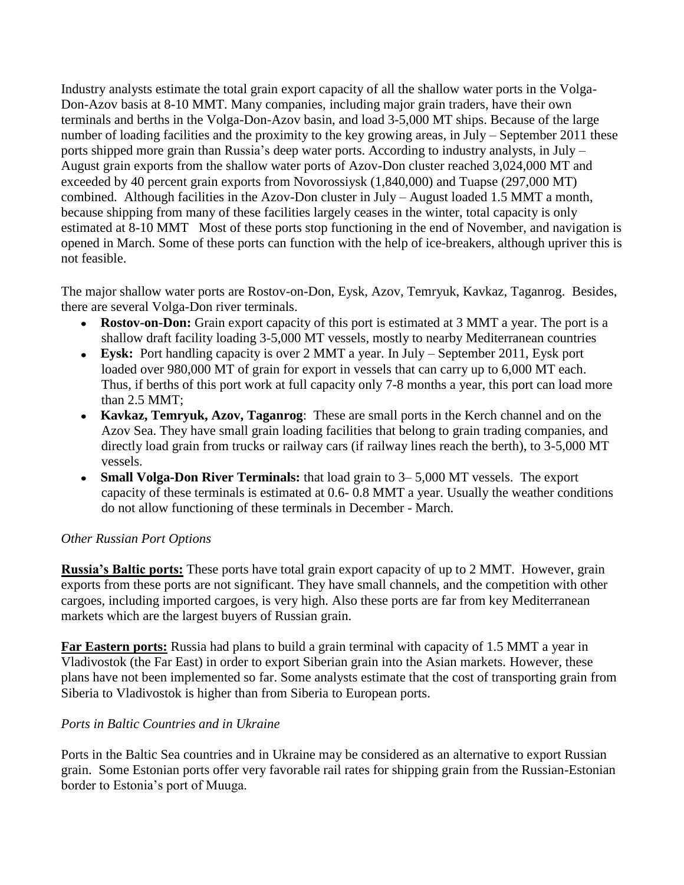Industry analysts estimate the total grain export capacity of all the shallow water ports in the Volga-Don-Azov basis at 8-10 MMT. Many companies, including major grain traders, have their own terminals and berths in the Volga-Don-Azov basin, and load 3-5,000 MT ships. Because of the large number of loading facilities and the proximity to the key growing areas, in July – September 2011 these ports shipped more grain than Russia's deep water ports. According to industry analysts, in July – August grain exports from the shallow water ports of Azov-Don cluster reached 3,024,000 MT and exceeded by 40 percent grain exports from Novorossiysk (1,840,000) and Tuapse (297,000 MT) combined. Although facilities in the Azov-Don cluster in July – August loaded 1.5 MMT a month, because shipping from many of these facilities largely ceases in the winter, total capacity is only estimated at 8-10 MMT Most of these ports stop functioning in the end of November, and navigation is opened in March. Some of these ports can function with the help of ice-breakers, although upriver this is not feasible.

The major shallow water ports are Rostov-on-Don, Eysk, Azov, Temryuk, Kavkaz, Taganrog. Besides, there are several Volga-Don river terminals.

- **Rostov-on-Don:** Grain export capacity of this port is estimated at 3 MMT a year. The port is a shallow draft facility loading 3-5,000 MT vessels, mostly to nearby Mediterranean countries
- **Eysk:** Port handling capacity is over 2 MMT a year. In July – September 2011, Eysk port loaded over 980,000 MT of grain for export in vessels that can carry up to 6,000 MT each. Thus, if berths of this port work at full capacity only 7-8 months a year, this port can load more than 2.5 MMT;
- **Kavkaz, Temryuk, Azov, Taganrog**: These are small ports in the Kerch channel and on the Azov Sea. They have small grain loading facilities that belong to grain trading companies, and directly load grain from trucks or railway cars (if railway lines reach the berth), to 3-5,000 MT vessels.
- **Small Volga-Don River Terminals:** that load grain to 3– 5,000 MT vessels. The export capacity of these terminals is estimated at 0.6- 0.8 MMT a year. Usually the weather conditions do not allow functioning of these terminals in December - March.

*Other Russian Port Options*

**Russia's Baltic ports:** These ports have total grain export capacity of up to 2 MMT. However, grain exports from these ports are not significant. They have small channels, and the competition with other cargoes, including imported cargoes, is very high. Also these ports are far from key Mediterranean markets which are the largest buyers of Russian grain.

**Far Eastern ports:** Russia had plans to build a grain terminal with capacity of 1.5 MMT a year in Vladivostok (the Far East) in order to export Siberian grain into the Asian markets. However, these plans have not been implemented so far. Some analysts estimate that the cost of transporting grain from Siberia to Vladivostok is higher than from Siberia to European ports.

*Ports in Baltic Countries and in Ukraine*

Ports in the Baltic Sea countries and in Ukraine may be considered as an alternative to export Russian grain. Some Estonian ports offer very favorable rail rates for shipping grain from the Russian-Estonian border to Estonia's port of Muuga.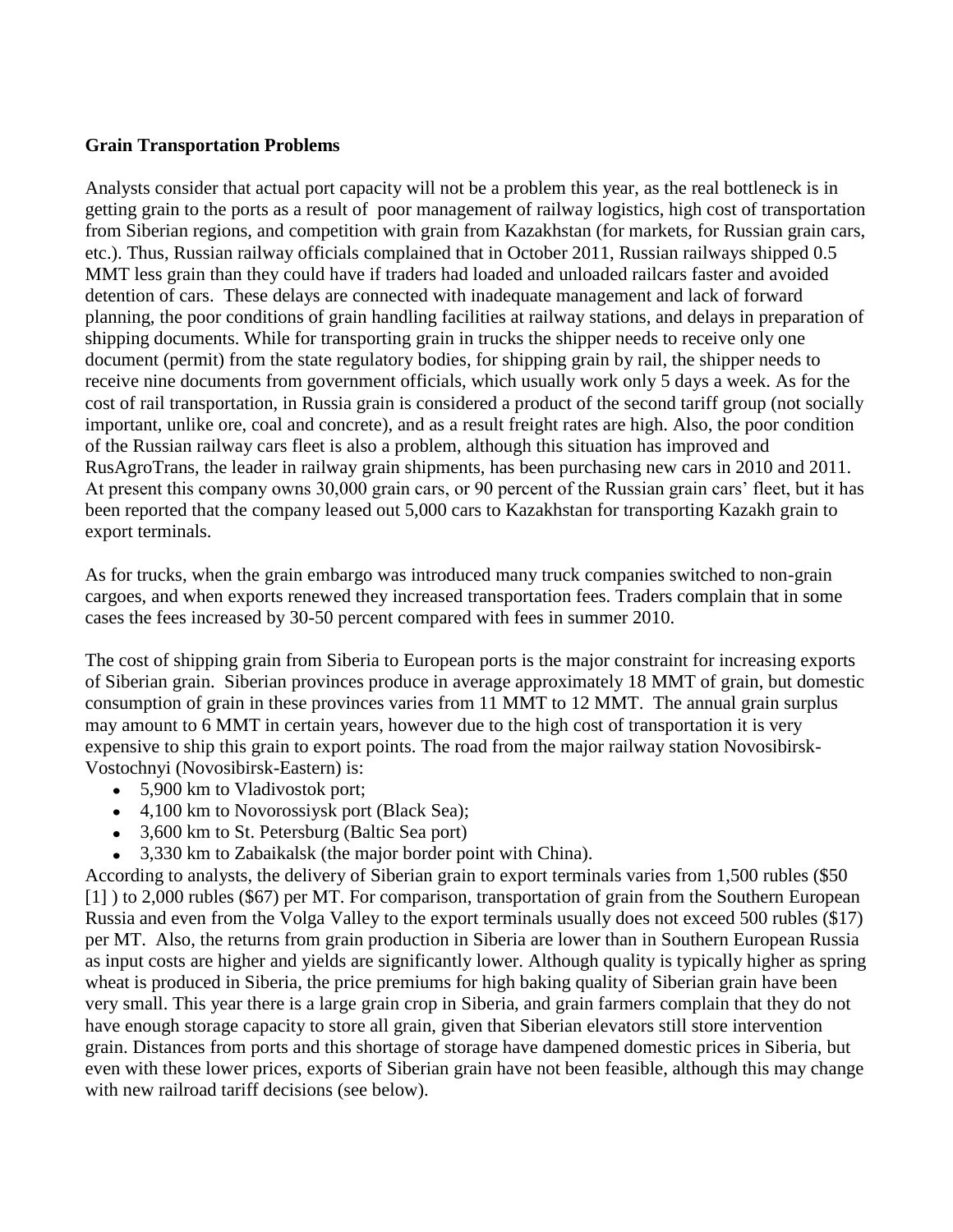**Grain Transportation Problems**

Analysts consider that actual port capacity will not be a problem this year, as the real bottleneck is in getting grain to the ports as a result of poor management of railway logistics, high cost of transportation from Siberian regions, and competition with grain from Kazakhstan (for markets, for Russian grain cars, etc.). Thus, Russian railway officials complained that in October 2011, Russian railways shipped 0.5 MMT less grain than they could have if traders had loaded and unloaded railcars faster and avoided detention of cars. These delays are connected with inadequate management and lack of forward planning, the poor conditions of grain handling facilities at railway stations, and delays in preparation of shipping documents. While for transporting grain in trucks the shipper needs to receive only one document (permit) from the state regulatory bodies, for shipping grain by rail, the shipper needs to receive nine documents from government officials, which usually work only 5 days a week. As for the cost of rail transportation, in Russia grain is considered a product of the second tariff group (not socially important, unlike ore, coal and concrete), and as a result freight rates are high. Also, the poor condition of the Russian railway cars fleet is also a problem, although this situation has improved and RusAgroTrans, the leader in railway grain shipments, has been purchasing new cars in 2010 and 2011. At present this company owns 30,000 grain cars, or 90 percent of the Russian grain cars' fleet, but it has been reported that the company leased out 5,000 cars to Kazakhstan for transporting Kazakh grain to export terminals.

As for trucks, when the grain embargo was introduced many truck companies switched to non-grain cargoes, and when exports renewed they increased transportation fees. Traders complain that in some cases the fees increased by 30-50 percent compared with fees in summer 2010.

The cost of shipping grain from Siberia to European ports is the major constraint for increasing exports of Siberian grain. Siberian provinces produce in average approximately 18 MMT of grain, but domestic consumption of grain in these provinces varies from 11 MMT to 12 MMT. The annual grain surplus may amount to 6 MMT in certain years, however due to the high cost of transportation it is very expensive to ship this grain to export points. The road from the major railway station Novosibirsk-Vostochnyi (Novosibirsk-Eastern) is:

- 5,900 km to Vladivostok port;
- 4,100 km to Novorossiysk port (Black Sea);
- 3,600 km to St. Petersburg (Baltic Sea port)
- 3,330 km to Zabaikalsk (the major border point with China).

According to analysts, the delivery of Siberian grain to export terminals varies from 1,500 rubles ($50 [1] ) to 2,000 rubles ($67) per MT. For comparison, transportation of grain from the Southern European Russia and even from the Volga Valley to the export terminals usually does not exceed 500 rubles ($17) per MT. Also, the returns from grain production in Siberia are lower than in Southern European Russia as input costs are higher and yields are significantly lower. Although quality is typically higher as spring wheat is produced in Siberia, the price premiums for high baking quality of Siberian grain have been very small. This year there is a large grain crop in Siberia, and grain farmers complain that they do not have enough storage capacity to store all grain, given that Siberian elevators still store intervention grain. Distances from ports and this shortage of storage have dampened domestic prices in Siberia, but even with these lower prices, exports of Siberian grain have not been feasible, although this may change with new railroad tariff decisions (see below).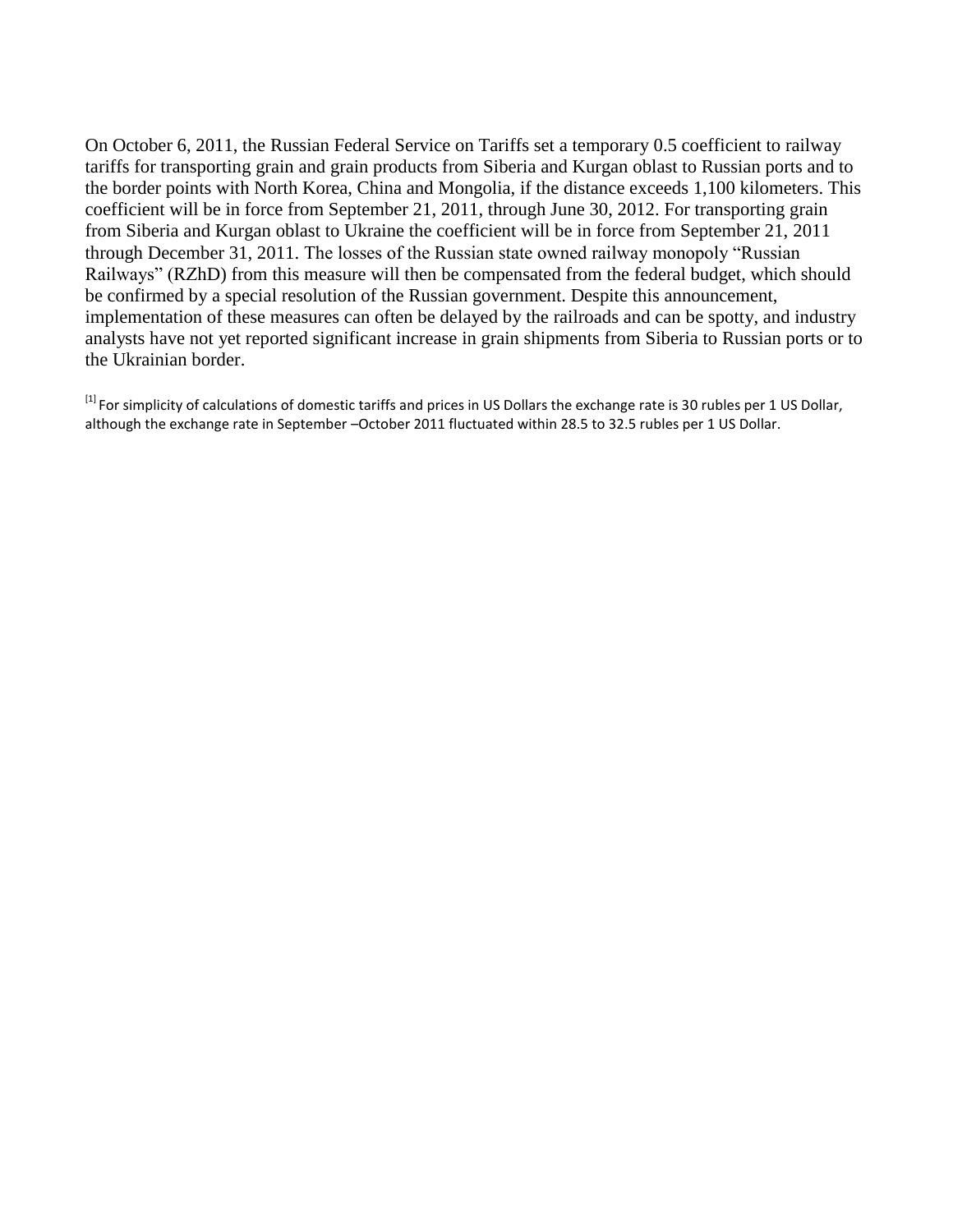On October 6, 2011, the Russian Federal Service on Tariffs set a temporary 0.5 coefficient to railway tariffs for transporting grain and grain products from Siberia and Kurgan oblast to Russian ports and to the border points with North Korea, China and Mongolia, if the distance exceeds 1,100 kilometers. This coefficient will be in force from September 21, 2011, through June 30, 2012. For transporting grain from Siberia and Kurgan oblast to Ukraine the coefficient will be in force from September 21, 2011 through December 31, 2011. The losses of the Russian state owned railway monopoly "Russian Railways" (RZhD) from this measure will then be compensated from the federal budget, which should be confirmed by a special resolution of the Russian government. Despite this announcement, implementation of these measures can often be delayed by the railroads and can be spotty, and industry analysts have not yet reported significant increase in grain shipments from Siberia to Russian ports or to the Ukrainian border.

[1] For simplicity of calculations of domestic tariffs and prices in US Dollars the exchange rate is 30 rubles per 1 US Dollar, although the exchange rate in September –October 2011 fluctuated within 28.5 to 32.5 rubles per 1 US Dollar.